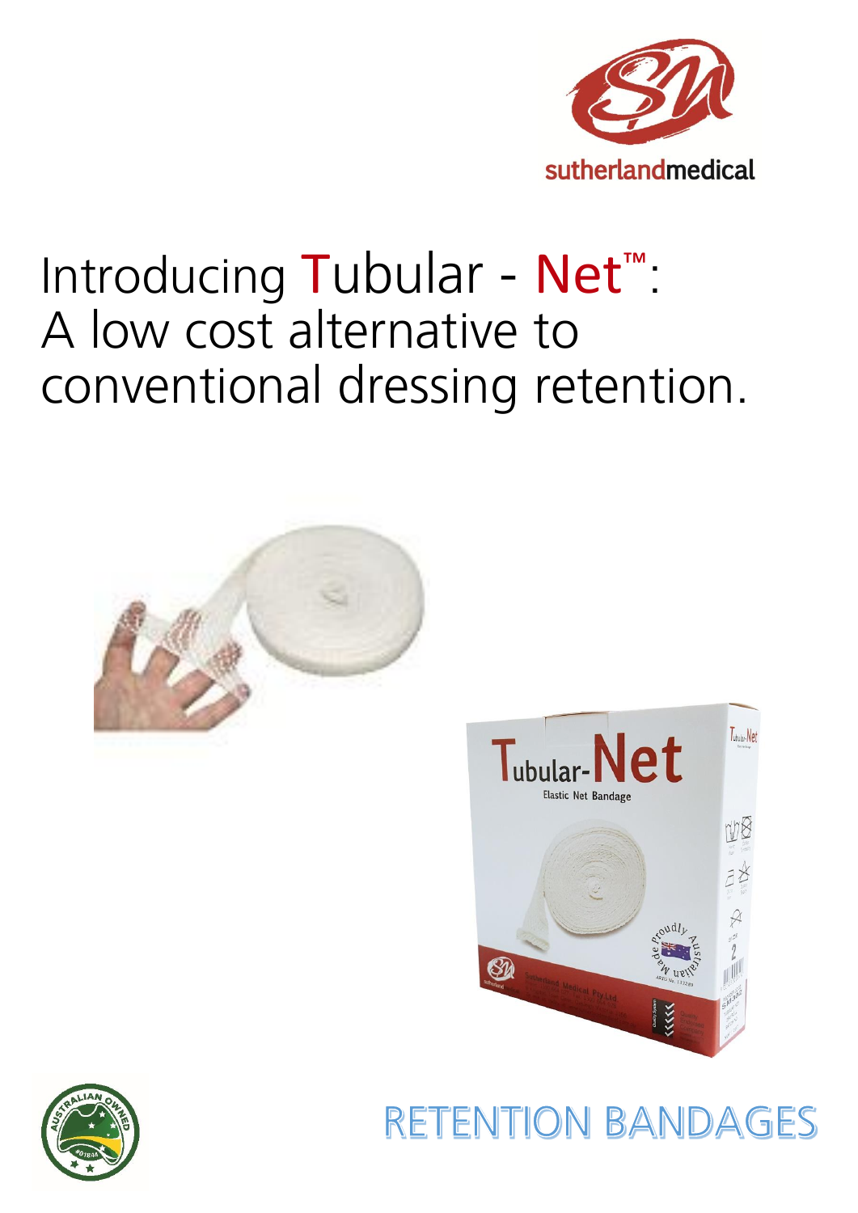sutherlandmedical

# Introducing Tubular - Net™: A low cost alternative to conventional dressing retention.

RETENTION BANDAGES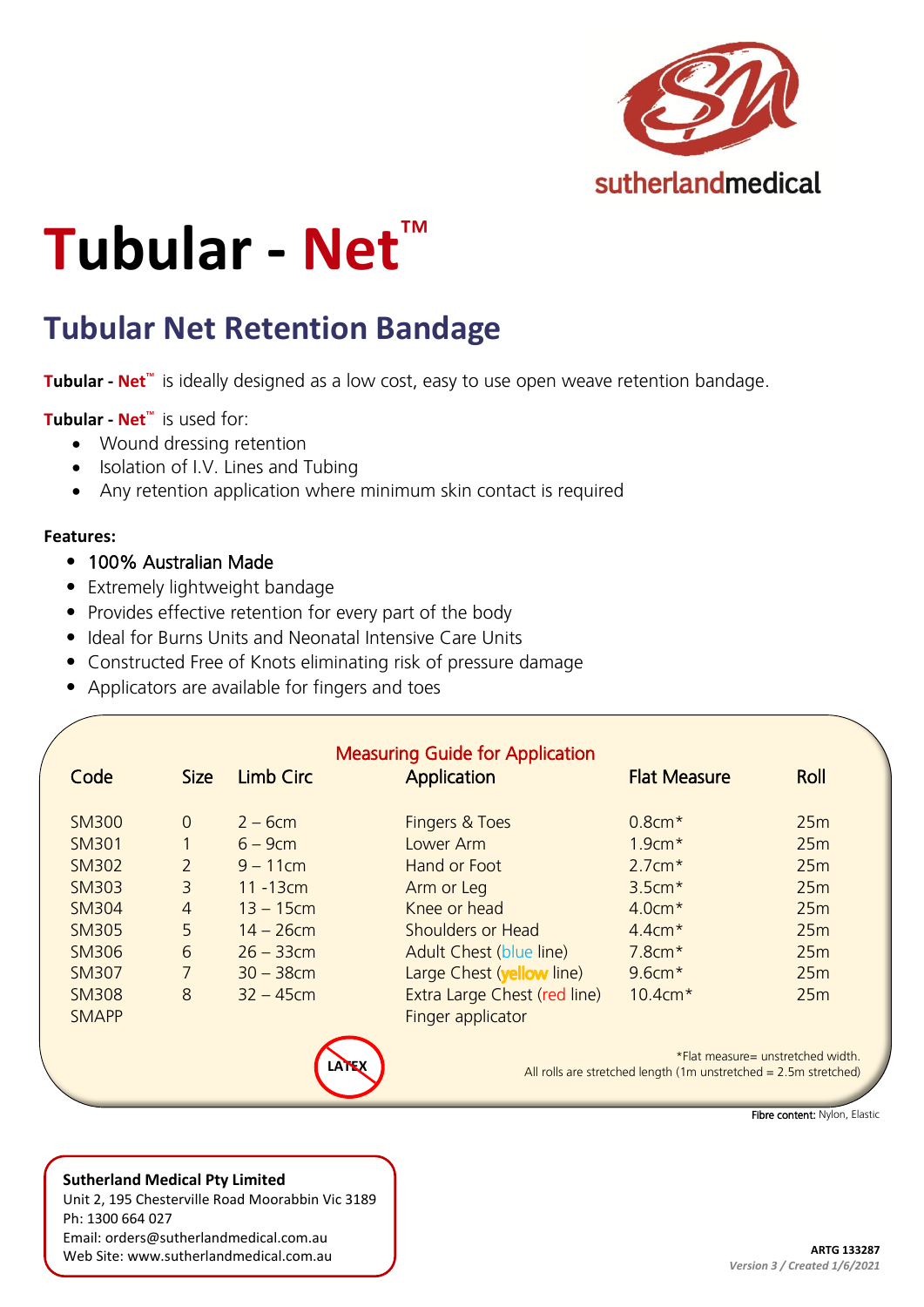sutherlandmedical

# Tubular - Net™

## Tubular Net Retention Bandage

**Tubular - Net**™ is ideally designed as a low cost, easy to use open weave retention bandage.

**Tubular - Net**™ is used for:

- Wound dressing retention
- Isolation of I.V. Lines and Tubing
- Any retention application where minimum skin contact is required

**Features:**

- 100% Australian Made
- Extremely lightweight bandage
- Provides effective retention for every part of the body
- Ideal for Burns Units and Neonatal Intensive Care Units
- Constructed Free of Knots eliminating risk of pressure damage
- Applicators are available for fingers and toes

### Measuring Guide for Application

| Code | Size | Limb Circ | Application | Flat Measure | Roll |
|---|---|---|---|---|---|
| SM300 | 0 | 2 – 6cm | Fingers & Toes | 0.8cm* | 25m |
| SM301 | 1 | 6 – 9cm | Lower Arm | 1.9cm* | 25m |
| SM302 | 2 | 9 – 11cm | Hand or Foot | 2.7cm* | 25m |
| SM303 | 3 | 11 -13cm | Arm or Leg | 3.5cm* | 25m |
| SM304 | 4 | 13 – 15cm | Knee or head | 4.0cm* | 25m |
| SM305 | 5 | 14 – 26cm | Shoulders or Head | 4.4cm* | 25m |
| SM306 | 6 | 26 – 33cm | Adult Chest (blue line) | 7.8cm* | 25m |
| SM307 | 7 | 30 – 38cm | Large Chest (yellow line) | 9.6cm* | 25m |
| SM308 | 8 | 32 – 45cm | Extra Large Chest (red line) | 10.4cm* | 25m |
| SMAPP | | | Finger applicator | | |

LATEX

*Flat measure= unstretched width.
All rolls are stretched length (1m unstretched = 2.5m stretched)

**Fibre content:** Nylon, Elastic

**Sutherland Medical Pty Limited**
Unit 2, 195 Chesterville Road Moorabbin Vic 3189
Ph: 1300 664 027
Email: orders@sutherlandmedical.com.au
Web Site: www.sutherlandmedical.com.au

**ARTG 133287**
*Version 3 / Created 1/6/2021*